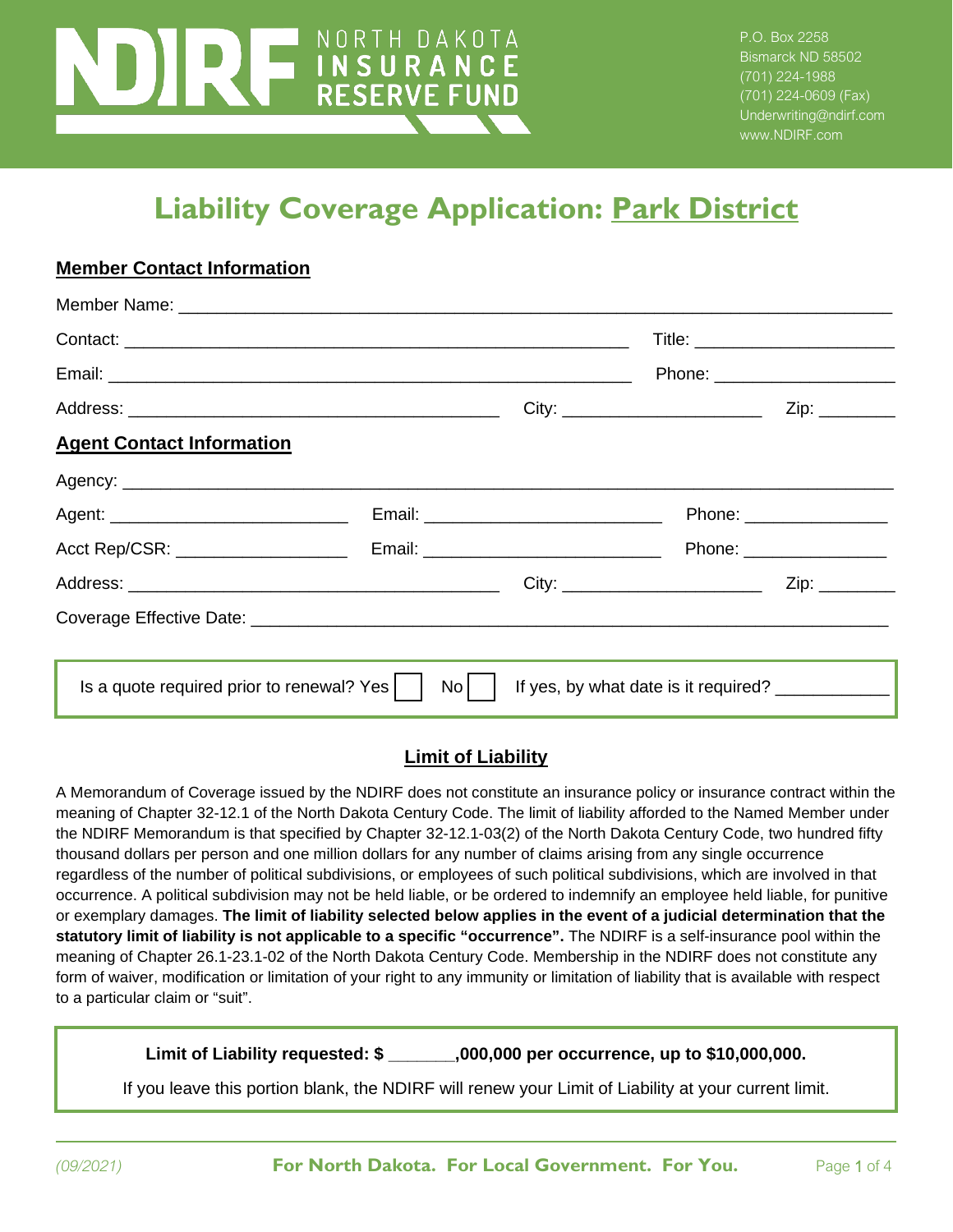NDIRF NORTH DAKOTA INSURANCE RESERVE FUND

P.O. Box 2258
Bismarck ND 58502
(701) 224-1988
(701) 224-0609 (Fax)
Underwriting@ndirf.com
www.NDIRF.com

# Liability Coverage Application: Park District

## Member Contact Information

Member Name: ___________________________________________________________________________

Contact: _____________________________________________________ Title: _____________________

Email: _______________________________________________________ Phone: ____________________

Address: ________________________________________ City: _____________________ Zip: ________

## Agent Contact Information

Agency: ______________________________________________________________________________

Agent: _________________________ Email: _________________________ Phone: _______________

Acct Rep/CSR: __________________ Email: _________________________ Phone: _______________

Address: ________________________________________ City: _____________________ Zip: ________

Coverage Effective Date: ______________________________________________________________

Is a quote required prior to renewal? Yes ☐ No ☐ If yes, by what date is it required? ___________

## Limit of Liability

A Memorandum of Coverage issued by the NDIRF does not constitute an insurance policy or insurance contract within the meaning of Chapter 32-12.1 of the North Dakota Century Code. The limit of liability afforded to the Named Member under the NDIRF Memorandum is that specified by Chapter 32-12.1-03(2) of the North Dakota Century Code, two hundred fifty thousand dollars per person and one million dollars for any number of claims arising from any single occurrence regardless of the number of political subdivisions, or employees of such political subdivisions, which are involved in that occurrence. A political subdivision may not be held liable, or be ordered to indemnify an employee held liable, for punitive or exemplary damages. **The limit of liability selected below applies in the event of a judicial determination that the statutory limit of liability is not applicable to a specific "occurrence".** The NDIRF is a self-insurance pool within the meaning of Chapter 26.1-23.1-02 of the North Dakota Century Code. Membership in the NDIRF does not constitute any form of waiver, modification or limitation of your right to any immunity or limitation of liability that is available with respect to a particular claim or "suit".

**Limit of Liability requested: $ _______,000,000 per occurrence, up to $10,000,000.**

If you leave this portion blank, the NDIRF will renew your Limit of Liability at your current limit.

*(09/2021)* **For North Dakota. For Local Government. For You.**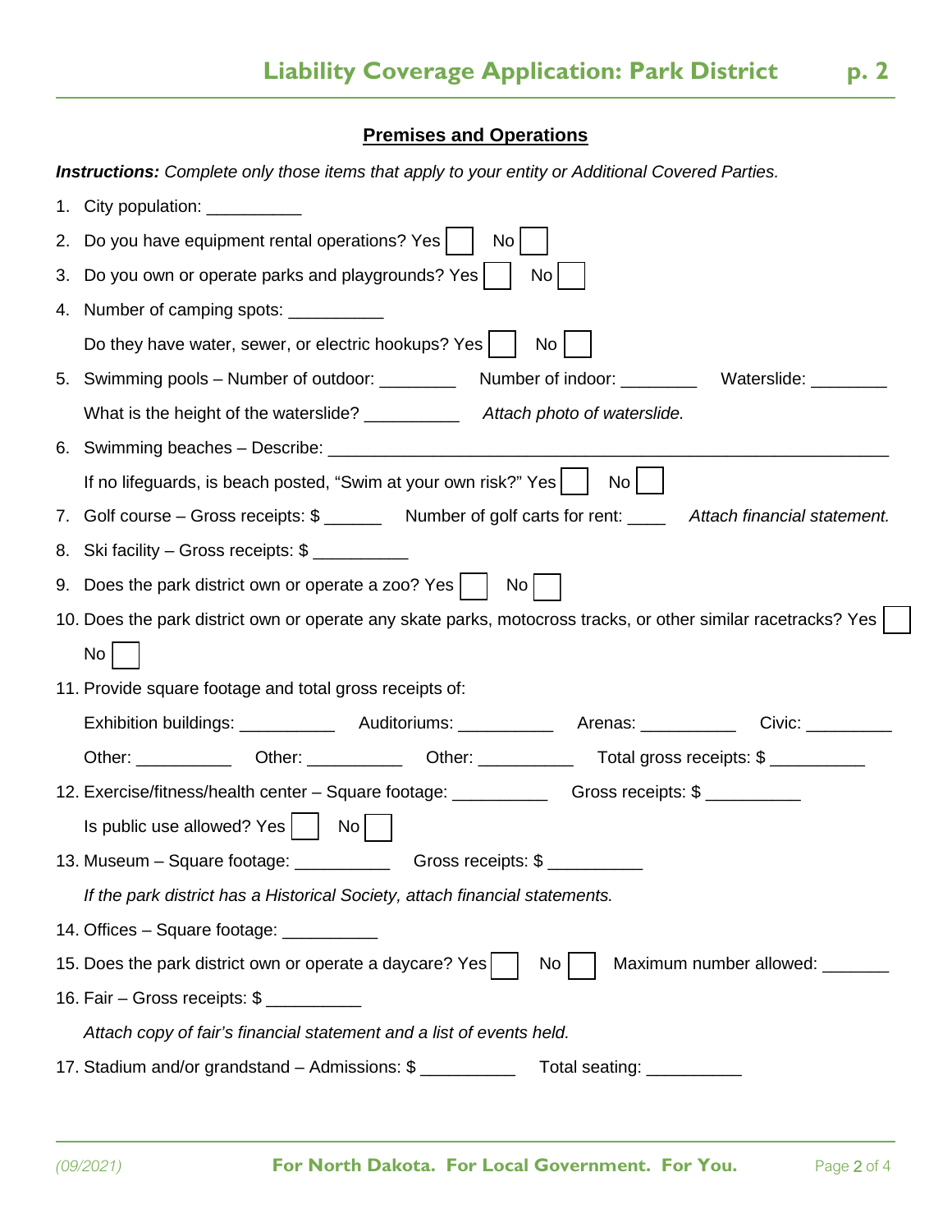## Premises and Operations

***Instructions:*** *Complete only those items that apply to your entity or Additional Covered Parties.*

1. City population: __________
2. Do you have equipment rental operations? Yes ☐ No ☐
3. Do you own or operate parks and playgrounds? Yes ☐ No ☐
4. Number of camping spots: __________

   Do they have water, sewer, or electric hookups? Yes ☐ No ☐
5. Swimming pools – Number of outdoor: ________ Number of indoor: ________ Waterslide: ________

   What is the height of the waterslide? __________ *Attach photo of waterslide.*
6. Swimming beaches – Describe: ____________________________________________________________

   If no lifeguards, is beach posted, "Swim at your own risk?" Yes ☐ No ☐
7. Golf course – Gross receipts: $ ______ Number of golf carts for rent: ____ *Attach financial statement.*
8. Ski facility – Gross receipts: $ __________
9. Does the park district own or operate a zoo? Yes ☐ No ☐
10. Does the park district own or operate any skate parks, motocross tracks, or other similar racetracks? Yes ☐ No ☐
11. Provide square footage and total gross receipts of:

    Exhibition buildings: __________ Auditoriums: __________ Arenas: __________ Civic: _________

    Other: __________ Other: __________ Other: __________ Total gross receipts: $ __________
12. Exercise/fitness/health center – Square footage: __________ Gross receipts: $ __________

    Is public use allowed? Yes ☐ No ☐
13. Museum – Square footage: __________ Gross receipts: $ __________

    *If the park district has a Historical Society, attach financial statements.*
14. Offices – Square footage: __________
15. Does the park district own or operate a daycare? Yes ☐ No ☐ Maximum number allowed: _______
16. Fair – Gross receipts: $ __________

    *Attach copy of fair's financial statement and a list of events held.*
17. Stadium and/or grandstand – Admissions: $ __________ Total seating: __________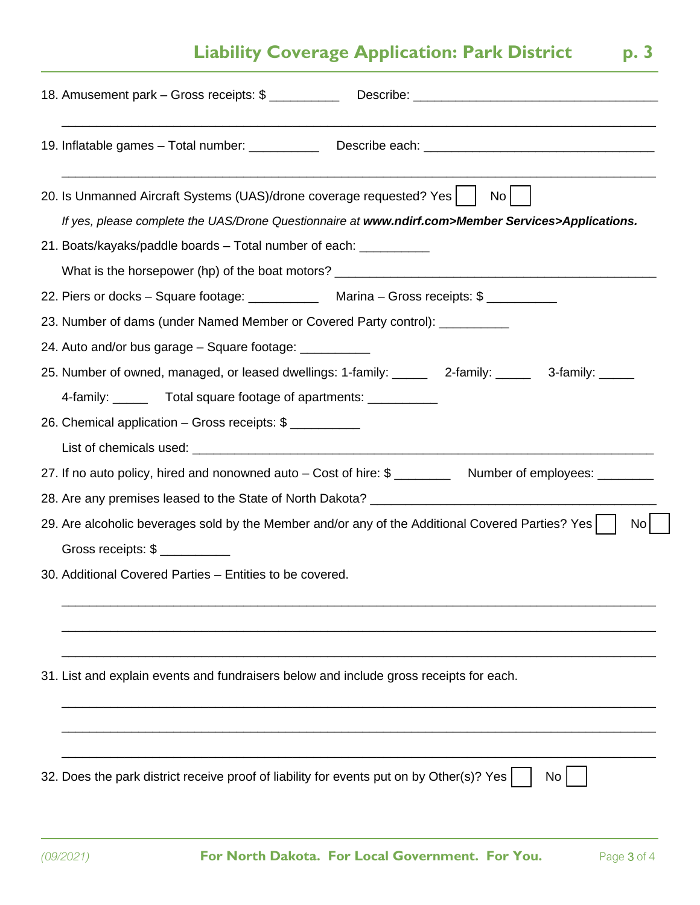18. Amusement park – Gross receipts: $ __________ Describe: ___________________________________

_______________________________________________________________________________

19. Inflatable games – Total number: __________ Describe each: ________________________________

_______________________________________________________________________________

20. Is Unmanned Aircraft Systems (UAS)/drone coverage requested? Yes ☐ No ☐

    *If yes, please complete the UAS/Drone Questionnaire at **www.ndirf.com>Member Services>Applications.***

21. Boats/kayaks/paddle boards – Total number of each: __________

    What is the horsepower (hp) of the boat motors? _____________________________________________

22. Piers or docks – Square footage: __________ Marina – Gross receipts: $ __________

23. Number of dams (under Named Member or Covered Party control): __________

24. Auto and/or bus garage – Square footage: __________

25. Number of owned, managed, or leased dwellings: 1-family: _____ 2-family: _____ 3-family: _____

    4-family: _____ Total square footage of apartments: __________

26. Chemical application – Gross receipts: $ __________

    List of chemicals used: _________________________________________________________________

27. If no auto policy, hired and nonowned auto – Cost of hire: $ ________ Number of employees: ________

28. Are any premises leased to the State of North Dakota? ________________________________________

29. Are alcoholic beverages sold by the Member and/or any of the Additional Covered Parties? Yes ☐ No ☐

    Gross receipts: $ __________

30. Additional Covered Parties – Entities to be covered.

_______________________________________________________________________________

_______________________________________________________________________________

_______________________________________________________________________________

31. List and explain events and fundraisers below and include gross receipts for each.

_______________________________________________________________________________

_______________________________________________________________________________

_______________________________________________________________________________

32. Does the park district receive proof of liability for events put on by Other(s)? Yes ☐ No ☐

(09/2021) **For North Dakota. For Local Government. For You.**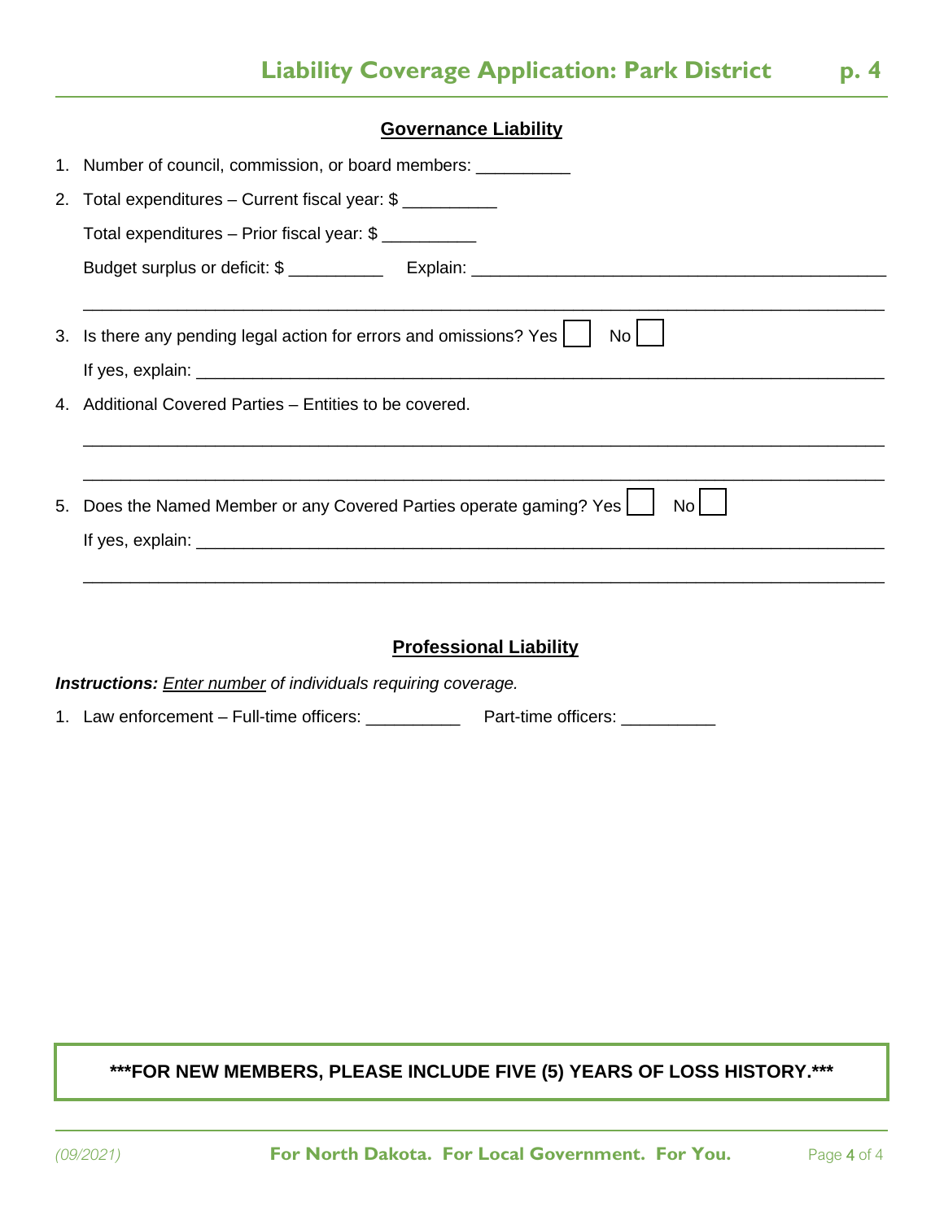## Governance Liability

1. Number of council, commission, or board members: __________
2. Total expenditures – Current fiscal year: $ __________

   Total expenditures – Prior fiscal year: $ __________

   Budget surplus or deficit: $ __________ Explain: ____________________________________________

   ________________________________________________________________________________
3. Is there any pending legal action for errors and omissions? Yes ☐ No ☐

   If yes, explain: ____________________________________________________________________
4. Additional Covered Parties – Entities to be covered.

   ________________________________________________________________________________

   ________________________________________________________________________________
5. Does the Named Member or any Covered Parties operate gaming? Yes ☐ No ☐

   If yes, explain: ____________________________________________________________________

   ________________________________________________________________________________

## Professional Liability

***Instructions:*** *Enter number of individuals requiring coverage.*

1. Law enforcement – Full-time officers: __________ Part-time officers: __________

**\*\*\*FOR NEW MEMBERS, PLEASE INCLUDE FIVE (5) YEARS OF LOSS HISTORY.\*\*\***

*(09/2021)* **For North Dakota. For Local Government. For You.**